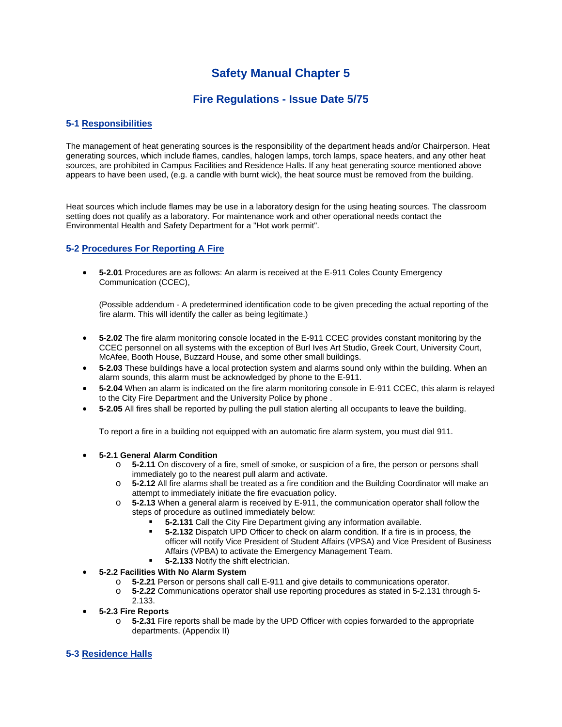# Safety Manual Chapter 5

## Fire Regulations - Issue Date 5/75

### 5-1 Responsibilities

The management of heat generating sources is the responsibility of the department heads and/or Chairperson. Heat generating sources, which include flames, candles, halogen lamps, torch lamps, space heaters, and any other heat sources, are prohibited in Campus Facilities and Residence Halls. If any heat generating source mentioned above appears to have been used, (e.g. a candle with burnt wick), the heat source must be removed from the building.

Heat sources which include flames may be use in a laboratory design for the using heating sources. The classroom setting does not qualify as a laboratory. For maintenance work and other operational needs contact the Environmental Health and Safety Department for a "Hot work permit".

### 5-2 Procedures For Reporting A Fire

- **5-2.01** Procedures are as follows: An alarm is received at the E-911 Coles County Emergency Communication (CCEC),

  (Possible addendum - A predetermined identification code to be given preceding the actual reporting of the fire alarm. This will identify the caller as being legitimate.)

- **5-2.02** The fire alarm monitoring console located in the E-911 CCEC provides constant monitoring by the CCEC personnel on all systems with the exception of Burl Ives Art Studio, Greek Court, University Court, McAfee, Booth House, Buzzard House, and some other small buildings.
- **5-2.03** These buildings have a local protection system and alarms sound only within the building. When an alarm sounds, this alarm must be acknowledged by phone to the E-911.
- **5-2.04** When an alarm is indicated on the fire alarm monitoring console in E-911 CCEC, this alarm is relayed to the City Fire Department and the University Police by phone .
- **5-2.05** All fires shall be reported by pulling the pull station alerting all occupants to leave the building.

  To report a fire in a building not equipped with an automatic fire alarm system, you must dial 911.

- **5-2.1 General Alarm Condition**
  - **5-2.11** On discovery of a fire, smell of smoke, or suspicion of a fire, the person or persons shall immediately go to the nearest pull alarm and activate.
  - **5-2.12** All fire alarms shall be treated as a fire condition and the Building Coordinator will make an attempt to immediately initiate the fire evacuation policy.
  - **5-2.13** When a general alarm is received by E-911, the communication operator shall follow the steps of procedure as outlined immediately below:
    - **5-2.131** Call the City Fire Department giving any information available.
    - **5-2.132** Dispatch UPD Officer to check on alarm condition. If a fire is in process, the officer will notify Vice President of Student Affairs (VPSA) and Vice President of Business Affairs (VPBA) to activate the Emergency Management Team.
    - **5-2.133** Notify the shift electrician.
- **5-2.2 Facilities With No Alarm System**
  - **5-2.21** Person or persons shall call E-911 and give details to communications operator.
  - **5-2.22** Communications operator shall use reporting procedures as stated in 5-2.131 through 5-2.133.
- **5-2.3 Fire Reports**
  - **5-2.31** Fire reports shall be made by the UPD Officer with copies forwarded to the appropriate departments. (Appendix II)

### 5-3 Residence Halls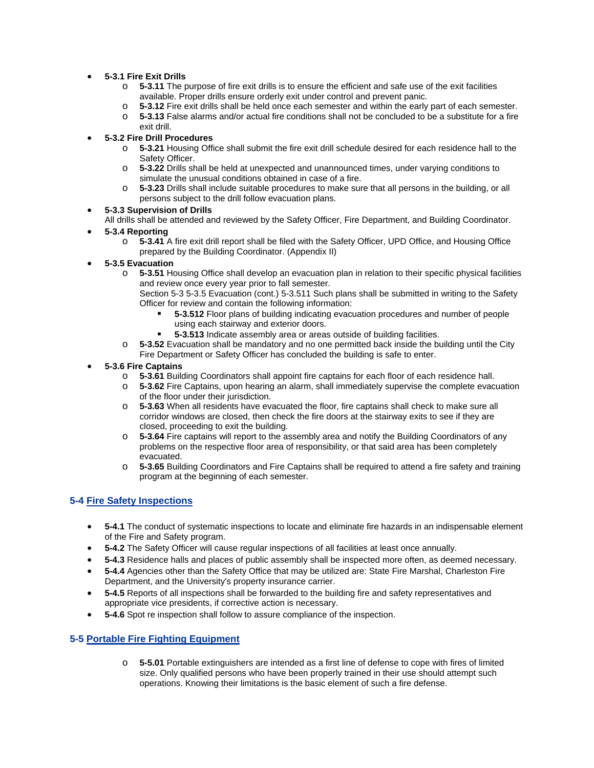- **5-3.1 Fire Exit Drills**
    - **5-3.11** The purpose of fire exit drills is to ensure the efficient and safe use of the exit facilities available. Proper drills ensure orderly exit under control and prevent panic.
    - **5-3.12** Fire exit drills shall be held once each semester and within the early part of each semester.
    - **5-3.13** False alarms and/or actual fire conditions shall not be concluded to be a substitute for a fire exit drill.
- **5-3.2 Fire Drill Procedures**
    - **5-3.21** Housing Office shall submit the fire exit drill schedule desired for each residence hall to the Safety Officer.
    - **5-3.22** Drills shall be held at unexpected and unannounced times, under varying conditions to simulate the unusual conditions obtained in case of a fire.
    - **5-3.23** Drills shall include suitable procedures to make sure that all persons in the building, or all persons subject to the drill follow evacuation plans.
- **5-3.3 Supervision of Drills**
  All drills shall be attended and reviewed by the Safety Officer, Fire Department, and Building Coordinator.
- **5-3.4 Reporting**
    - **5-3.41** A fire exit drill report shall be filed with the Safety Officer, UPD Office, and Housing Office prepared by the Building Coordinator. (Appendix II)
- **5-3.5 Evacuation**
    - **5-3.51** Housing Office shall develop an evacuation plan in relation to their specific physical facilities and review once every year prior to fall semester.
      Section 5-3 5-3.5 Evacuation (cont.) 5-3.511 Such plans shall be submitted in writing to the Safety Officer for review and contain the following information:
        - **5-3.512** Floor plans of building indicating evacuation procedures and number of people using each stairway and exterior doors.
        - **5-3.513** Indicate assembly area or areas outside of building facilities.
    - **5-3.52** Evacuation shall be mandatory and no one permitted back inside the building until the City Fire Department or Safety Officer has concluded the building is safe to enter.
- **5-3.6 Fire Captains**
    - **5-3.61** Building Coordinators shall appoint fire captains for each floor of each residence hall.
    - **5-3.62** Fire Captains, upon hearing an alarm, shall immediately supervise the complete evacuation of the floor under their jurisdiction.
    - **5-3.63** When all residents have evacuated the floor, fire captains shall check to make sure all corridor windows are closed, then check the fire doors at the stairway exits to see if they are closed, proceeding to exit the building.
    - **5-3.64** Fire captains will report to the assembly area and notify the Building Coordinators of any problems on the respective floor area of responsibility, or that said area has been completely evacuated.
    - **5-3.65** Building Coordinators and Fire Captains shall be required to attend a fire safety and training program at the beginning of each semester.

## 5-4 Fire Safety Inspections

- **5-4.1** The conduct of systematic inspections to locate and eliminate fire hazards in an indispensable element of the Fire and Safety program.
- **5-4.2** The Safety Officer will cause regular inspections of all facilities at least once annually.
- **5-4.3** Residence halls and places of public assembly shall be inspected more often, as deemed necessary.
- **5-4.4** Agencies other than the Safety Office that may be utilized are: State Fire Marshal, Charleston Fire Department, and the University's property insurance carrier.
- **5-4.5** Reports of all inspections shall be forwarded to the building fire and safety representatives and appropriate vice presidents, if corrective action is necessary.
- **5-4.6** Spot re inspection shall follow to assure compliance of the inspection.

## 5-5 Portable Fire Fighting Equipment

- **5-5.01** Portable extinguishers are intended as a first line of defense to cope with fires of limited size. Only qualified persons who have been properly trained in their use should attempt such operations. Knowing their limitations is the basic element of such a fire defense.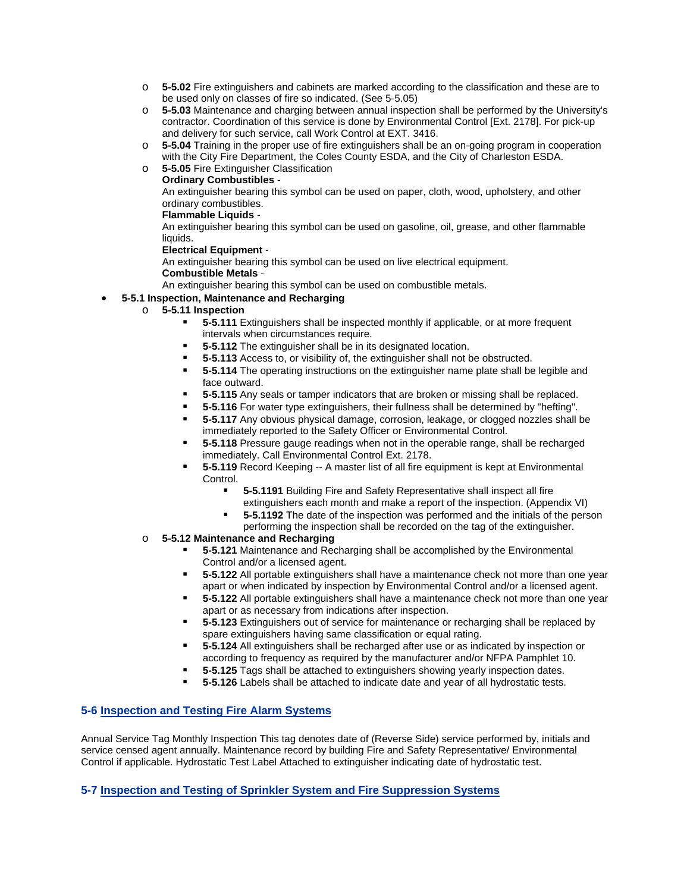- **5-5.02** Fire extinguishers and cabinets are marked according to the classification and these are to be used only on classes of fire so indicated. (See 5-5.05)
- **5-5.03** Maintenance and charging between annual inspection shall be performed by the University's contractor. Coordination of this service is done by Environmental Control [Ext. 2178]. For pick-up and delivery for such service, call Work Control at EXT. 3416.
- **5-5.04** Training in the proper use of fire extinguishers shall be an on-going program in cooperation with the City Fire Department, the Coles County ESDA, and the City of Charleston ESDA.
- **5-5.05** Fire Extinguisher Classification
  **Ordinary Combustibles** -
  An extinguisher bearing this symbol can be used on paper, cloth, wood, upholstery, and other ordinary combustibles.
  **Flammable Liquids** -
  An extinguisher bearing this symbol can be used on gasoline, oil, grease, and other flammable liquids.
  **Electrical Equipment** -
  An extinguisher bearing this symbol can be used on live electrical equipment.
  **Combustible Metals** -
  An extinguisher bearing this symbol can be used on combustible metals.

- **5-5.1 Inspection, Maintenance and Recharging**
  - **5-5.11 Inspection**
    - **5-5.111** Extinguishers shall be inspected monthly if applicable, or at more frequent intervals when circumstances require.
    - **5-5.112** The extinguisher shall be in its designated location.
    - **5-5.113** Access to, or visibility of, the extinguisher shall not be obstructed.
    - **5-5.114** The operating instructions on the extinguisher name plate shall be legible and face outward.
    - **5-5.115** Any seals or tamper indicators that are broken or missing shall be replaced.
    - **5-5.116** For water type extinguishers, their fullness shall be determined by "hefting".
    - **5-5.117** Any obvious physical damage, corrosion, leakage, or clogged nozzles shall be immediately reported to the Safety Officer or Environmental Control.
    - **5-5.118** Pressure gauge readings when not in the operable range, shall be recharged immediately. Call Environmental Control Ext. 2178.
    - **5-5.119** Record Keeping -- A master list of all fire equipment is kept at Environmental Control.
      - **5-5.1191** Building Fire and Safety Representative shall inspect all fire extinguishers each month and make a report of the inspection. (Appendix VI)
      - **5-5.1192** The date of the inspection was performed and the initials of the person performing the inspection shall be recorded on the tag of the extinguisher.
  - **5-5.12 Maintenance and Recharging**
    - **5-5.121** Maintenance and Recharging shall be accomplished by the Environmental Control and/or a licensed agent.
    - **5-5.122** All portable extinguishers shall have a maintenance check not more than one year apart or when indicated by inspection by Environmental Control and/or a licensed agent.
    - **5-5.122** All portable extinguishers shall have a maintenance check not more than one year apart or as necessary from indications after inspection.
    - **5-5.123** Extinguishers out of service for maintenance or recharging shall be replaced by spare extinguishers having same classification or equal rating.
    - **5-5.124** All extinguishers shall be recharged after use or as indicated by inspection or according to frequency as required by the manufacturer and/or NFPA Pamphlet 10.
    - **5-5.125** Tags shall be attached to extinguishers showing yearly inspection dates.
    - **5-5.126** Labels shall be attached to indicate date and year of all hydrostatic tests.

## 5-6 Inspection and Testing Fire Alarm Systems

Annual Service Tag Monthly Inspection This tag denotes date of (Reverse Side) service performed by, initials and service censed agent annually. Maintenance record by building Fire and Safety Representative/ Environmental Control if applicable. Hydrostatic Test Label Attached to extinguisher indicating date of hydrostatic test.

## 5-7 Inspection and Testing of Sprinkler System and Fire Suppression Systems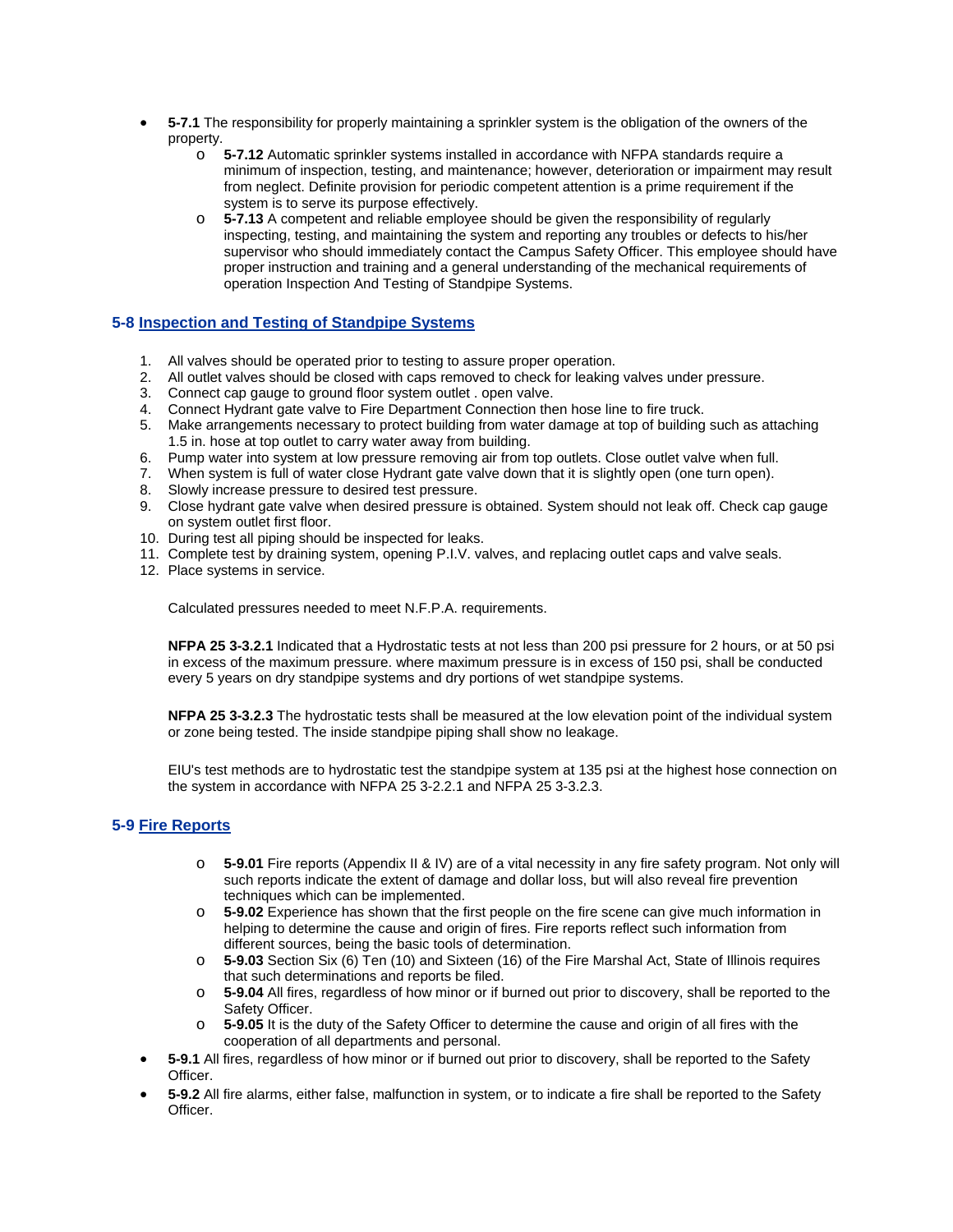- **5-7.1** The responsibility for properly maintaining a sprinkler system is the obligation of the owners of the property.
    - **5-7.12** Automatic sprinkler systems installed in accordance with NFPA standards require a minimum of inspection, testing, and maintenance; however, deterioration or impairment may result from neglect. Definite provision for periodic competent attention is a prime requirement if the system is to serve its purpose effectively.
    - **5-7.13** A competent and reliable employee should be given the responsibility of regularly inspecting, testing, and maintaining the system and reporting any troubles or defects to his/her supervisor who should immediately contact the Campus Safety Officer. This employee should have proper instruction and training and a general understanding of the mechanical requirements of operation Inspection And Testing of Standpipe Systems.

## 5-8 Inspection and Testing of Standpipe Systems

1. All valves should be operated prior to testing to assure proper operation.
2. All outlet valves should be closed with caps removed to check for leaking valves under pressure.
3. Connect cap gauge to ground floor system outlet . open valve.
4. Connect Hydrant gate valve to Fire Department Connection then hose line to fire truck.
5. Make arrangements necessary to protect building from water damage at top of building such as attaching 1.5 in. hose at top outlet to carry water away from building.
6. Pump water into system at low pressure removing air from top outlets. Close outlet valve when full.
7. When system is full of water close Hydrant gate valve down that it is slightly open (one turn open).
8. Slowly increase pressure to desired test pressure.
9. Close hydrant gate valve when desired pressure is obtained. System should not leak off. Check cap gauge on system outlet first floor.
10. During test all piping should be inspected for leaks.
11. Complete test by draining system, opening P.I.V. valves, and replacing outlet caps and valve seals.
12. Place systems in service.

Calculated pressures needed to meet N.F.P.A. requirements.

**NFPA 25 3-3.2.1** Indicated that a Hydrostatic tests at not less than 200 psi pressure for 2 hours, or at 50 psi in excess of the maximum pressure. where maximum pressure is in excess of 150 psi, shall be conducted every 5 years on dry standpipe systems and dry portions of wet standpipe systems.

**NFPA 25 3-3.2.3** The hydrostatic tests shall be measured at the low elevation point of the individual system or zone being tested. The inside standpipe piping shall show no leakage.

EIU's test methods are to hydrostatic test the standpipe system at 135 psi at the highest hose connection on the system in accordance with NFPA 25 3-2.2.1 and NFPA 25 3-3.2.3.

## 5-9 Fire Reports

- **5-9.01** Fire reports (Appendix II & IV) are of a vital necessity in any fire safety program. Not only will such reports indicate the extent of damage and dollar loss, but will also reveal fire prevention techniques which can be implemented.
- **5-9.02** Experience has shown that the first people on the fire scene can give much information in helping to determine the cause and origin of fires. Fire reports reflect such information from different sources, being the basic tools of determination.
- **5-9.03** Section Six (6) Ten (10) and Sixteen (16) of the Fire Marshal Act, State of Illinois requires that such determinations and reports be filed.
- **5-9.04** All fires, regardless of how minor or if burned out prior to discovery, shall be reported to the Safety Officer.
- **5-9.05** It is the duty of the Safety Officer to determine the cause and origin of all fires with the cooperation of all departments and personal.

- **5-9.1** All fires, regardless of how minor or if burned out prior to discovery, shall be reported to the Safety Officer.
- **5-9.2** All fire alarms, either false, malfunction in system, or to indicate a fire shall be reported to the Safety Officer.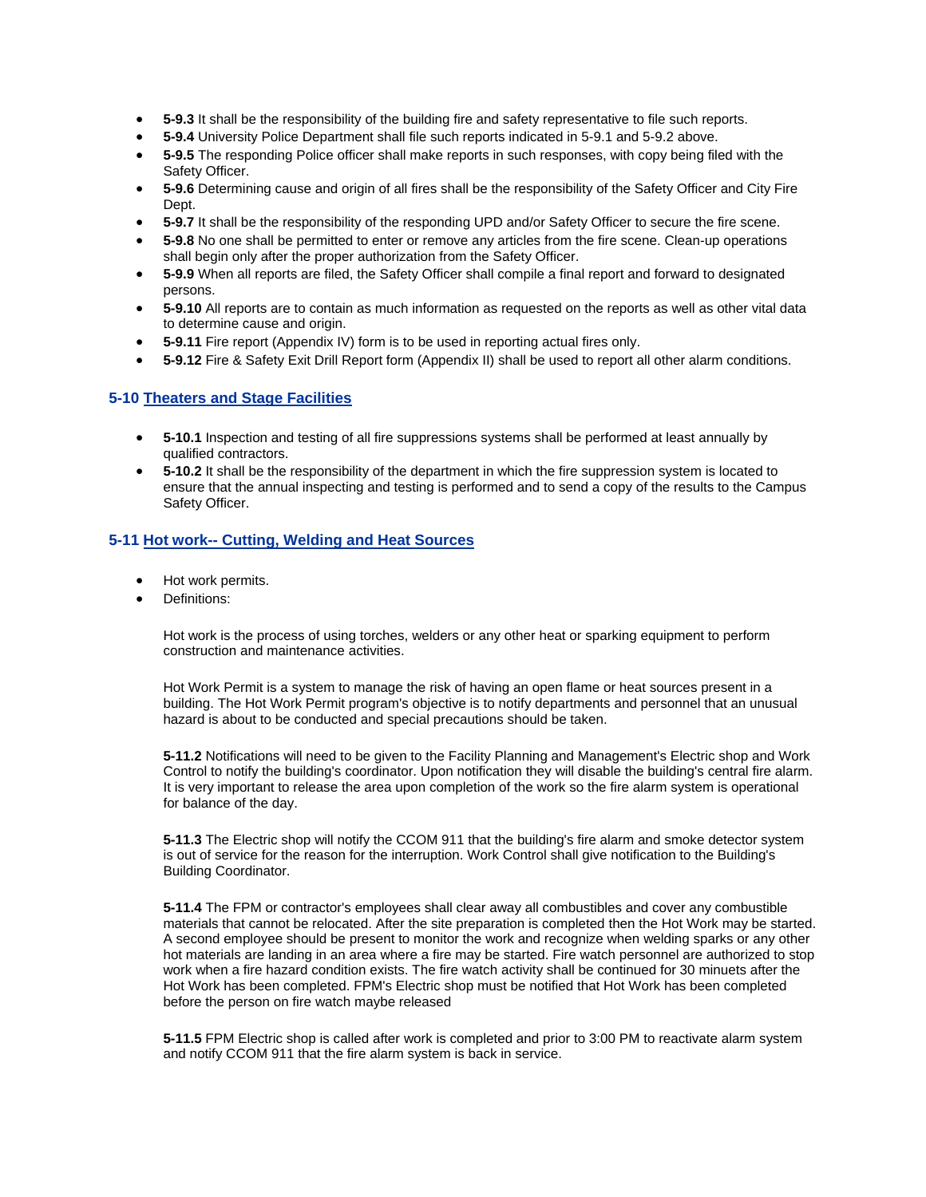- **5-9.3** It shall be the responsibility of the building fire and safety representative to file such reports.
- **5-9.4** University Police Department shall file such reports indicated in 5-9.1 and 5-9.2 above.
- **5-9.5** The responding Police officer shall make reports in such responses, with copy being filed with the Safety Officer.
- **5-9.6** Determining cause and origin of all fires shall be the responsibility of the Safety Officer and City Fire Dept.
- **5-9.7** It shall be the responsibility of the responding UPD and/or Safety Officer to secure the fire scene.
- **5-9.8** No one shall be permitted to enter or remove any articles from the fire scene. Clean-up operations shall begin only after the proper authorization from the Safety Officer.
- **5-9.9** When all reports are filed, the Safety Officer shall compile a final report and forward to designated persons.
- **5-9.10** All reports are to contain as much information as requested on the reports as well as other vital data to determine cause and origin.
- **5-9.11** Fire report (Appendix IV) form is to be used in reporting actual fires only.
- **5-9.12** Fire & Safety Exit Drill Report form (Appendix II) shall be used to report all other alarm conditions.

### 5-10 Theaters and Stage Facilities

- **5-10.1** Inspection and testing of all fire suppressions systems shall be performed at least annually by qualified contractors.
- **5-10.2** It shall be the responsibility of the department in which the fire suppression system is located to ensure that the annual inspecting and testing is performed and to send a copy of the results to the Campus Safety Officer.

### 5-11 Hot work-- Cutting, Welding and Heat Sources

- Hot work permits.
- Definitions:

  Hot work is the process of using torches, welders or any other heat or sparking equipment to perform construction and maintenance activities.

  Hot Work Permit is a system to manage the risk of having an open flame or heat sources present in a building. The Hot Work Permit program's objective is to notify departments and personnel that an unusual hazard is about to be conducted and special precautions should be taken.

  **5-11.2** Notifications will need to be given to the Facility Planning and Management's Electric shop and Work Control to notify the building's coordinator. Upon notification they will disable the building's central fire alarm. It is very important to release the area upon completion of the work so the fire alarm system is operational for balance of the day.

  **5-11.3** The Electric shop will notify the CCOM 911 that the building's fire alarm and smoke detector system is out of service for the reason for the interruption. Work Control shall give notification to the Building's Building Coordinator.

  **5-11.4** The FPM or contractor's employees shall clear away all combustibles and cover any combustible materials that cannot be relocated. After the site preparation is completed then the Hot Work may be started. A second employee should be present to monitor the work and recognize when welding sparks or any other hot materials are landing in an area where a fire may be started. Fire watch personnel are authorized to stop work when a fire hazard condition exists. The fire watch activity shall be continued for 30 minuets after the Hot Work has been completed. FPM's Electric shop must be notified that Hot Work has been completed before the person on fire watch maybe released

  **5-11.5** FPM Electric shop is called after work is completed and prior to 3:00 PM to reactivate alarm system and notify CCOM 911 that the fire alarm system is back in service.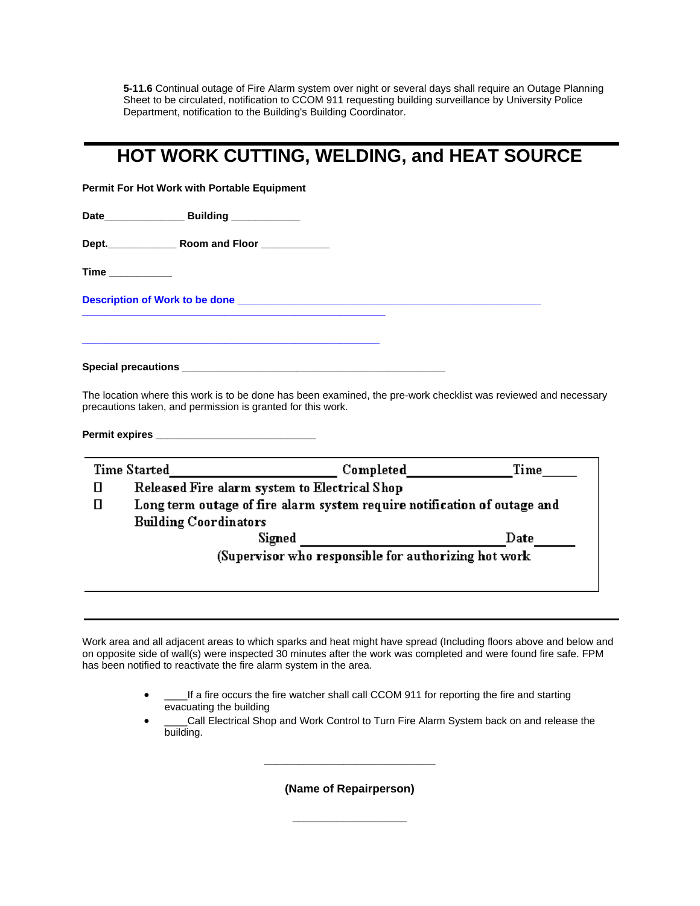**5-11.6** Continual outage of Fire Alarm system over night or several days shall require an Outage Planning Sheet to be circulated, notification to CCOM 911 requesting building surveillance by University Police Department, notification to the Building's Building Coordinator.

# HOT WORK CUTTING, WELDING, and HEAT SOURCE

**Permit For Hot Work with Portable Equipment**

**Date**______________ **Building** ____________

**Dept.**____________ **Room and Floor** ____________

**Time** ___________

**Description of Work to be done** ______________________________________________________
___________________________________________________

___________________________________________________

**Special precautions** ____________________________________________

The location where this work is to be done has been examined, the pre-work checklist was reviewed and necessary precautions taken, and permission is granted for this work.

**Permit expires** ___________________________

Time Started__________________________ Completed_______________ Time_____

☐ Released Fire alarm system to Electrical Shop

☐ Long term outage of fire alarm system require notification of outage and Building Coordinators

Signed ______________________________ Date______

(Supervisor who responsible for authorizing hot work

Work area and all adjacent areas to which sparks and heat might have spread (Including floors above and below and on opposite side of wall(s) were inspected 30 minutes after the work was completed and were found fire safe. FPM has been notified to reactivate the fire alarm system in the area.

- ____If a fire occurs the fire watcher shall call CCOM 911 for reporting the fire and starting evacuating the building
- ____Call Electrical Shop and Work Control to Turn Fire Alarm System back on and release the building.

_____________________________

**(Name of Repairperson)**

___________________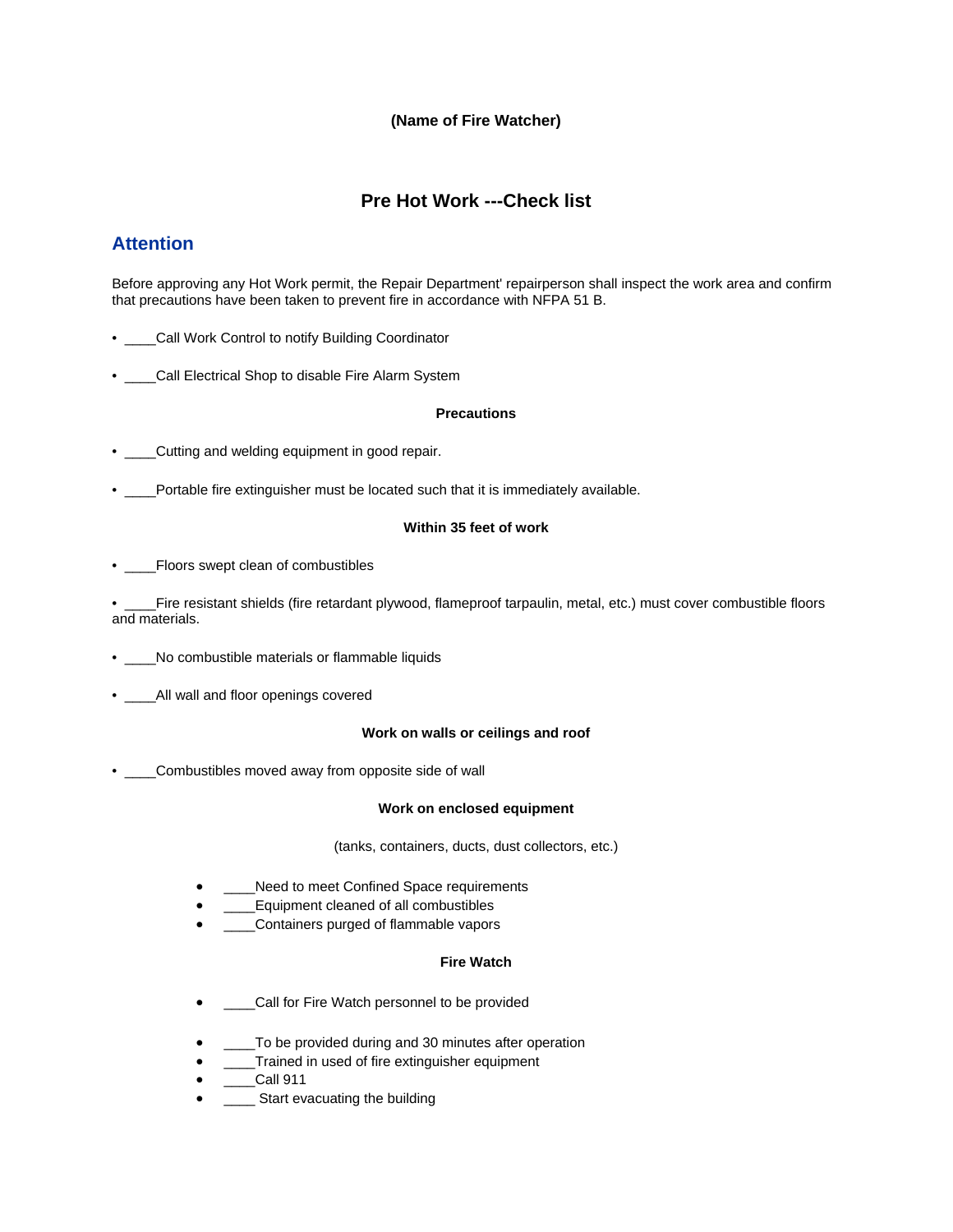**(Name of Fire Watcher)**

## Pre Hot Work ---Check list

### Attention

Before approving any Hot Work permit, the Repair Department' repairperson shall inspect the work area and confirm that precautions have been taken to prevent fire in accordance with NFPA 51 B.

- ____Call Work Control to notify Building Coordinator

- ____Call Electrical Shop to disable Fire Alarm System

**Precautions**

- ____Cutting and welding equipment in good repair.

- ____Portable fire extinguisher must be located such that it is immediately available.

**Within 35 feet of work**

- ____Floors swept clean of combustibles

- ____Fire resistant shields (fire retardant plywood, flameproof tarpaulin, metal, etc.) must cover combustible floors and materials.

- ____No combustible materials or flammable liquids

- ____All wall and floor openings covered

**Work on walls or ceilings and roof**

- ____Combustibles moved away from opposite side of wall

**Work on enclosed equipment**

(tanks, containers, ducts, dust collectors, etc.)

- ____Need to meet Confined Space requirements
- ____Equipment cleaned of all combustibles
- ____Containers purged of flammable vapors

**Fire Watch**

- ____Call for Fire Watch personnel to be provided

- ____To be provided during and 30 minutes after operation
- ____Trained in used of fire extinguisher equipment
- ____Call 911
- ____ Start evacuating the building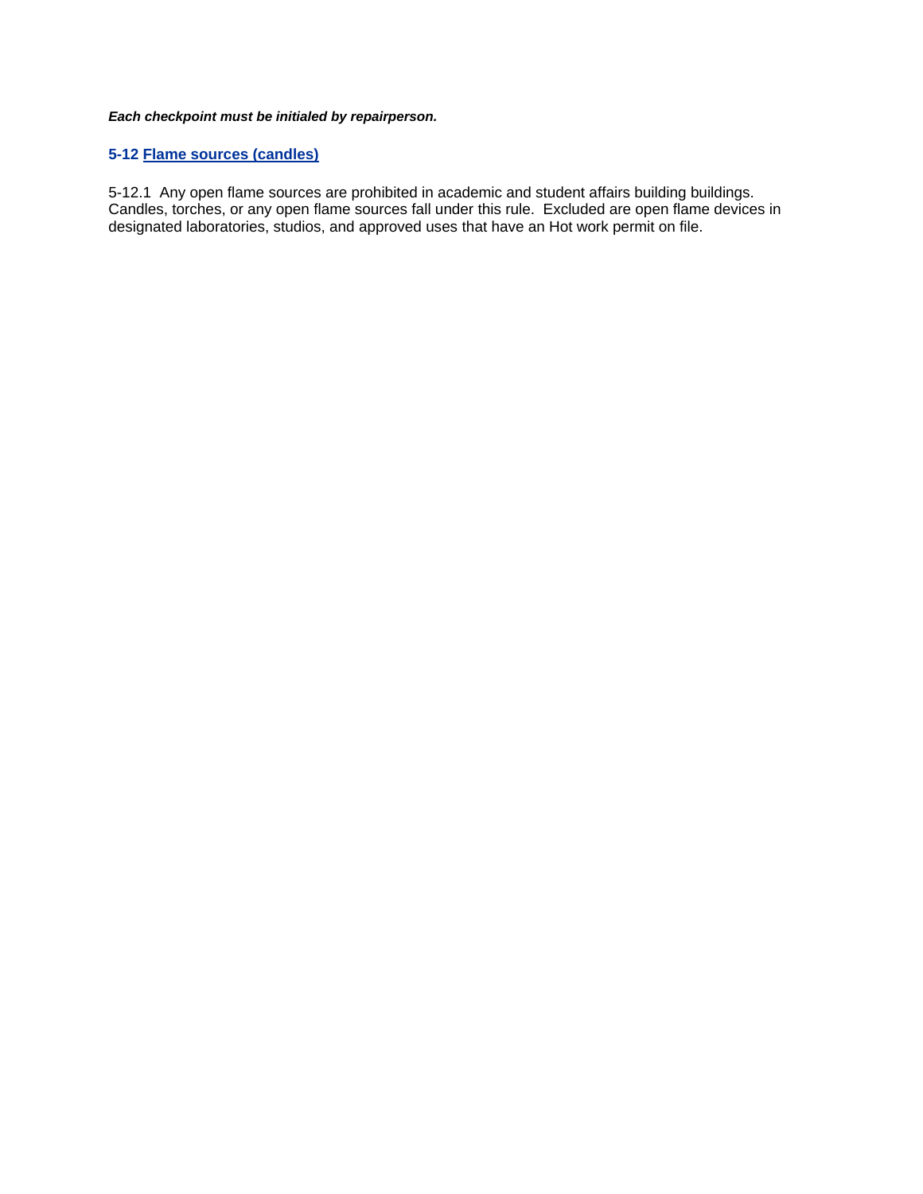***Each checkpoint must be initialed by repairperson.***

### 5-12 Flame sources (candles)

5-12.1 Any open flame sources are prohibited in academic and student affairs building buildings. Candles, torches, or any open flame sources fall under this rule. Excluded are open flame devices in designated laboratories, studios, and approved uses that have an Hot work permit on file.